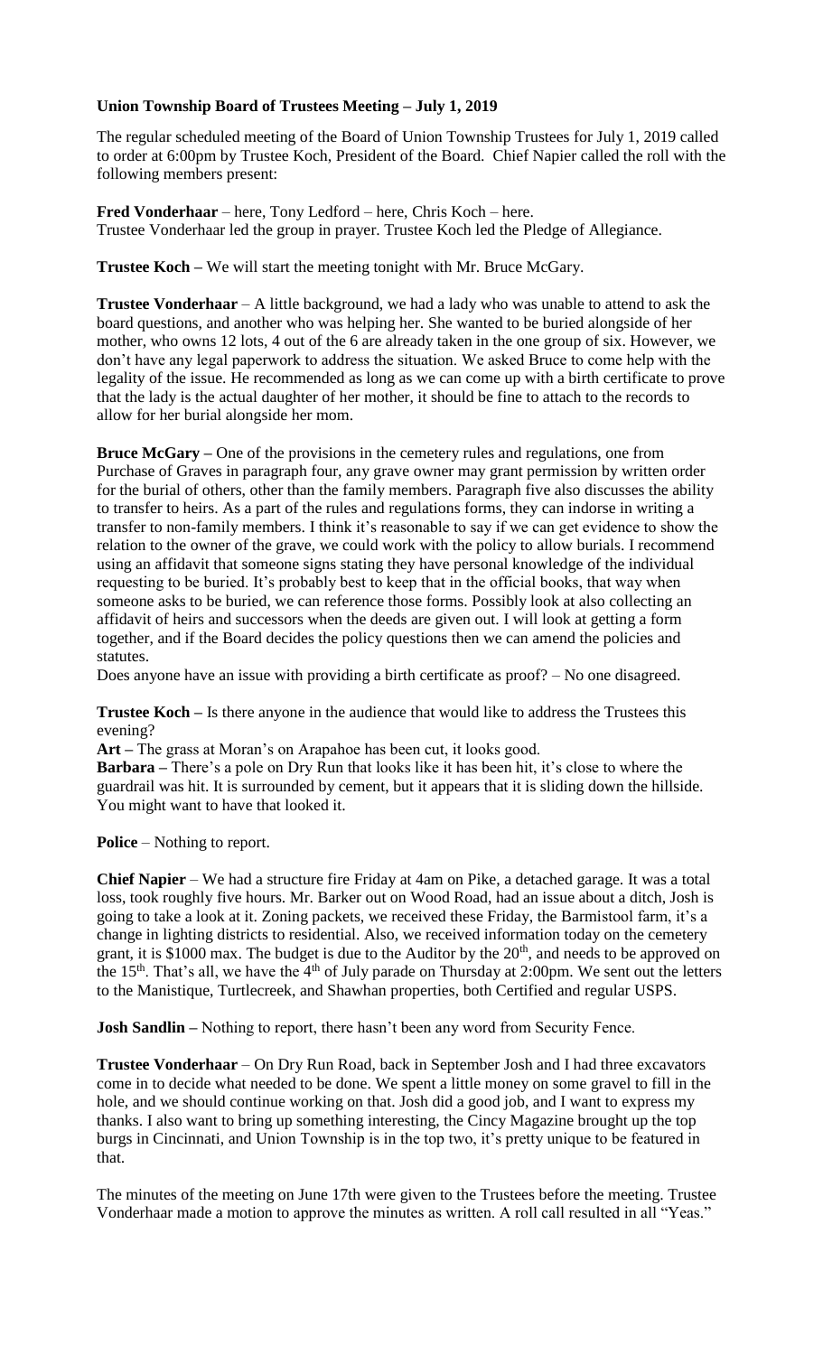**Union Township Board of Trustees Meeting – July 1, 2019**

The regular scheduled meeting of the Board of Union Township Trustees for July 1, 2019 called to order at 6:00pm by Trustee Koch, President of the Board. Chief Napier called the roll with the following members present:

**Fred Vonderhaar** – here, Tony Ledford – here, Chris Koch – here.
Trustee Vonderhaar led the group in prayer. Trustee Koch led the Pledge of Allegiance.

**Trustee Koch –** We will start the meeting tonight with Mr. Bruce McGary.

**Trustee Vonderhaar** – A little background, we had a lady who was unable to attend to ask the board questions, and another who was helping her. She wanted to be buried alongside of her mother, who owns 12 lots, 4 out of the 6 are already taken in the one group of six. However, we don't have any legal paperwork to address the situation. We asked Bruce to come help with the legality of the issue. He recommended as long as we can come up with a birth certificate to prove that the lady is the actual daughter of her mother, it should be fine to attach to the records to allow for her burial alongside her mom.

**Bruce McGary –** One of the provisions in the cemetery rules and regulations, one from Purchase of Graves in paragraph four, any grave owner may grant permission by written order for the burial of others, other than the family members. Paragraph five also discusses the ability to transfer to heirs. As a part of the rules and regulations forms, they can indorse in writing a transfer to non-family members. I think it's reasonable to say if we can get evidence to show the relation to the owner of the grave, we could work with the policy to allow burials. I recommend using an affidavit that someone signs stating they have personal knowledge of the individual requesting to be buried. It's probably best to keep that in the official books, that way when someone asks to be buried, we can reference those forms. Possibly look at also collecting an affidavit of heirs and successors when the deeds are given out. I will look at getting a form together, and if the Board decides the policy questions then we can amend the policies and statutes.
Does anyone have an issue with providing a birth certificate as proof? – No one disagreed.

**Trustee Koch –** Is there anyone in the audience that would like to address the Trustees this evening?
**Art –** The grass at Moran's on Arapahoe has been cut, it looks good.
**Barbara –** There's a pole on Dry Run that looks like it has been hit, it's close to where the guardrail was hit. It is surrounded by cement, but it appears that it is sliding down the hillside. You might want to have that looked it.

**Police** – Nothing to report.

**Chief Napier** – We had a structure fire Friday at 4am on Pike, a detached garage. It was a total loss, took roughly five hours. Mr. Barker out on Wood Road, had an issue about a ditch, Josh is going to take a look at it. Zoning packets, we received these Friday, the Barmistool farm, it's a change in lighting districts to residential. Also, we received information today on the cemetery grant, it is $1000 max. The budget is due to the Auditor by the 20th, and needs to be approved on the 15th. That's all, we have the 4th of July parade on Thursday at 2:00pm. We sent out the letters to the Manistique, Turtlecreek, and Shawhan properties, both Certified and regular USPS.

**Josh Sandlin –** Nothing to report, there hasn't been any word from Security Fence.

**Trustee Vonderhaar** – On Dry Run Road, back in September Josh and I had three excavators come in to decide what needed to be done. We spent a little money on some gravel to fill in the hole, and we should continue working on that. Josh did a good job, and I want to express my thanks. I also want to bring up something interesting, the Cincy Magazine brought up the top burgs in Cincinnati, and Union Township is in the top two, it's pretty unique to be featured in that.

The minutes of the meeting on June 17th were given to the Trustees before the meeting. Trustee Vonderhaar made a motion to approve the minutes as written. A roll call resulted in all "Yeas."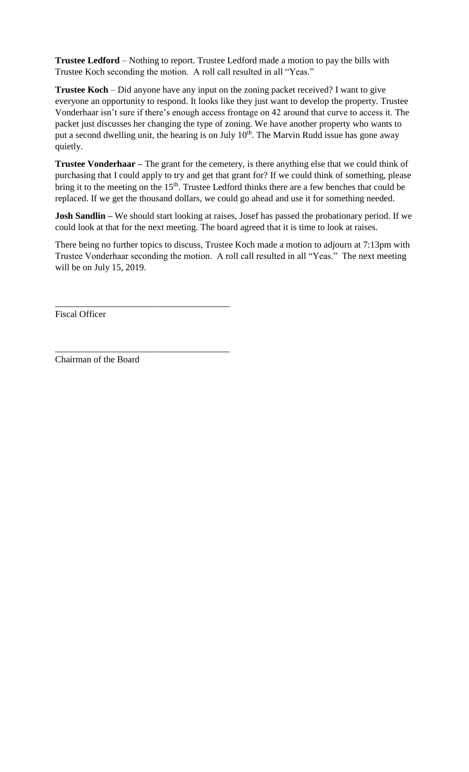**Trustee Ledford** – Nothing to report. Trustee Ledford made a motion to pay the bills with Trustee Koch seconding the motion. A roll call resulted in all "Yeas."

**Trustee Koch** – Did anyone have any input on the zoning packet received? I want to give everyone an opportunity to respond. It looks like they just want to develop the property. Trustee Vonderhaar isn't sure if there's enough access frontage on 42 around that curve to access it. The packet just discusses her changing the type of zoning. We have another property who wants to put a second dwelling unit, the hearing is on July 10th. The Marvin Rudd issue has gone away quietly.

**Trustee Vonderhaar –** The grant for the cemetery, is there anything else that we could think of purchasing that I could apply to try and get that grant for? If we could think of something, please bring it to the meeting on the 15th. Trustee Ledford thinks there are a few benches that could be replaced. If we get the thousand dollars, we could go ahead and use it for something needed.

**Josh Sandlin –** We should start looking at raises, Josef has passed the probationary period. If we could look at that for the next meeting. The board agreed that it is time to look at raises.

There being no further topics to discuss, Trustee Koch made a motion to adjourn at 7:13pm with Trustee Vonderhaar seconding the motion. A roll call resulted in all "Yeas." The next meeting will be on July 15, 2019.

______________________________________

Fiscal Officer

______________________________________

Chairman of the Board